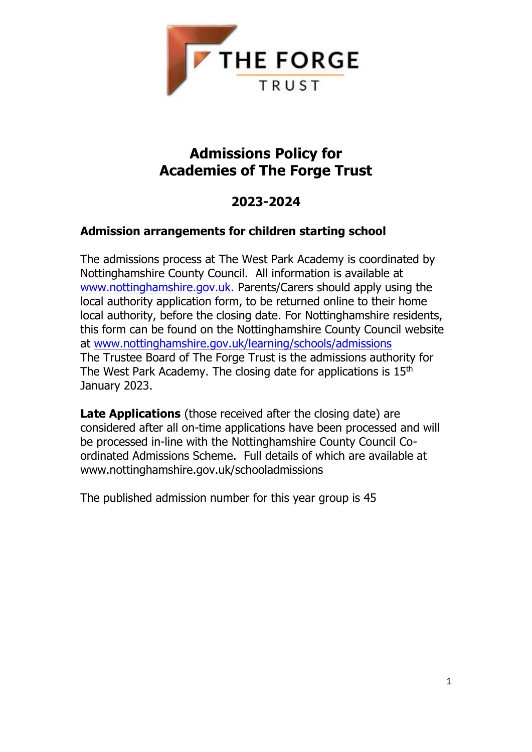# Admissions Policy for Academies of The Forge Trust

## 2023-2024

### Admission arrangements for children starting school

The admissions process at The West Park Academy is coordinated by Nottinghamshire County Council. All information is available at [www.nottinghamshire.gov.uk](http://www.nottinghamshire.gov.uk). Parents/Carers should apply using the local authority application form, to be returned online to their home local authority, before the closing date. For Nottinghamshire residents, this form can be found on the Nottinghamshire County Council website at [www.nottinghamshire.gov.uk/learning/schools/admissions](http://www.nottinghamshire.gov.uk/learning/schools/admissions)
The Trustee Board of The Forge Trust is the admissions authority for The West Park Academy. The closing date for applications is 15th January 2023.

**Late Applications** (those received after the closing date) are considered after all on-time applications have been processed and will be processed in-line with the Nottinghamshire County Council Co-ordinated Admissions Scheme. Full details of which are available at www.nottinghamshire.gov.uk/schooladmissions

The published admission number for this year group is 45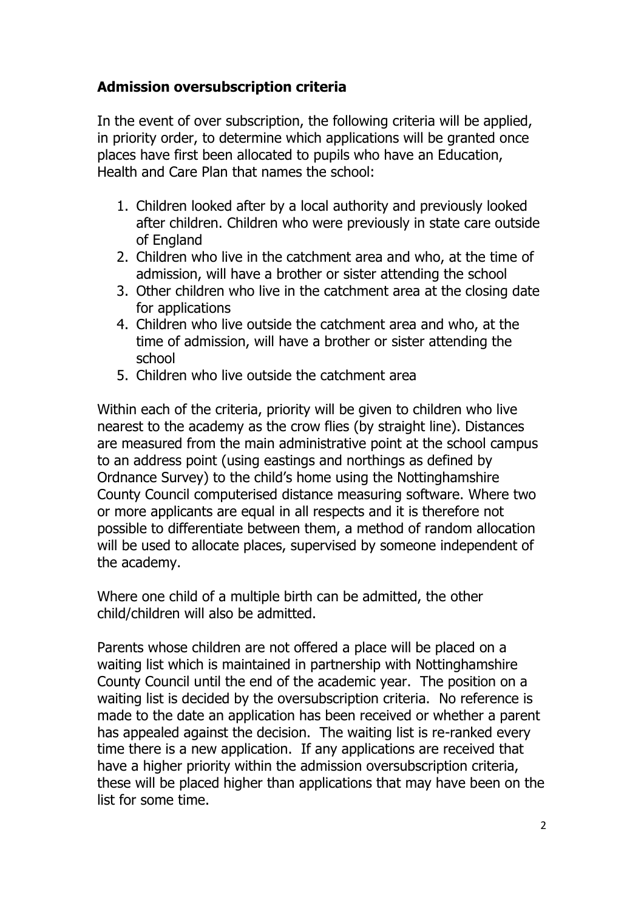## Admission oversubscription criteria

In the event of over subscription, the following criteria will be applied, in priority order, to determine which applications will be granted once places have first been allocated to pupils who have an Education, Health and Care Plan that names the school:

1. Children looked after by a local authority and previously looked after children. Children who were previously in state care outside of England
2. Children who live in the catchment area and who, at the time of admission, will have a brother or sister attending the school
3. Other children who live in the catchment area at the closing date for applications
4. Children who live outside the catchment area and who, at the time of admission, will have a brother or sister attending the school
5. Children who live outside the catchment area

Within each of the criteria, priority will be given to children who live nearest to the academy as the crow flies (by straight line). Distances are measured from the main administrative point at the school campus to an address point (using eastings and northings as defined by Ordnance Survey) to the child's home using the Nottinghamshire County Council computerised distance measuring software. Where two or more applicants are equal in all respects and it is therefore not possible to differentiate between them, a method of random allocation will be used to allocate places, supervised by someone independent of the academy.

Where one child of a multiple birth can be admitted, the other child/children will also be admitted.

Parents whose children are not offered a place will be placed on a waiting list which is maintained in partnership with Nottinghamshire County Council until the end of the academic year. The position on a waiting list is decided by the oversubscription criteria. No reference is made to the date an application has been received or whether a parent has appealed against the decision. The waiting list is re-ranked every time there is a new application. If any applications are received that have a higher priority within the admission oversubscription criteria, these will be placed higher than applications that may have been on the list for some time.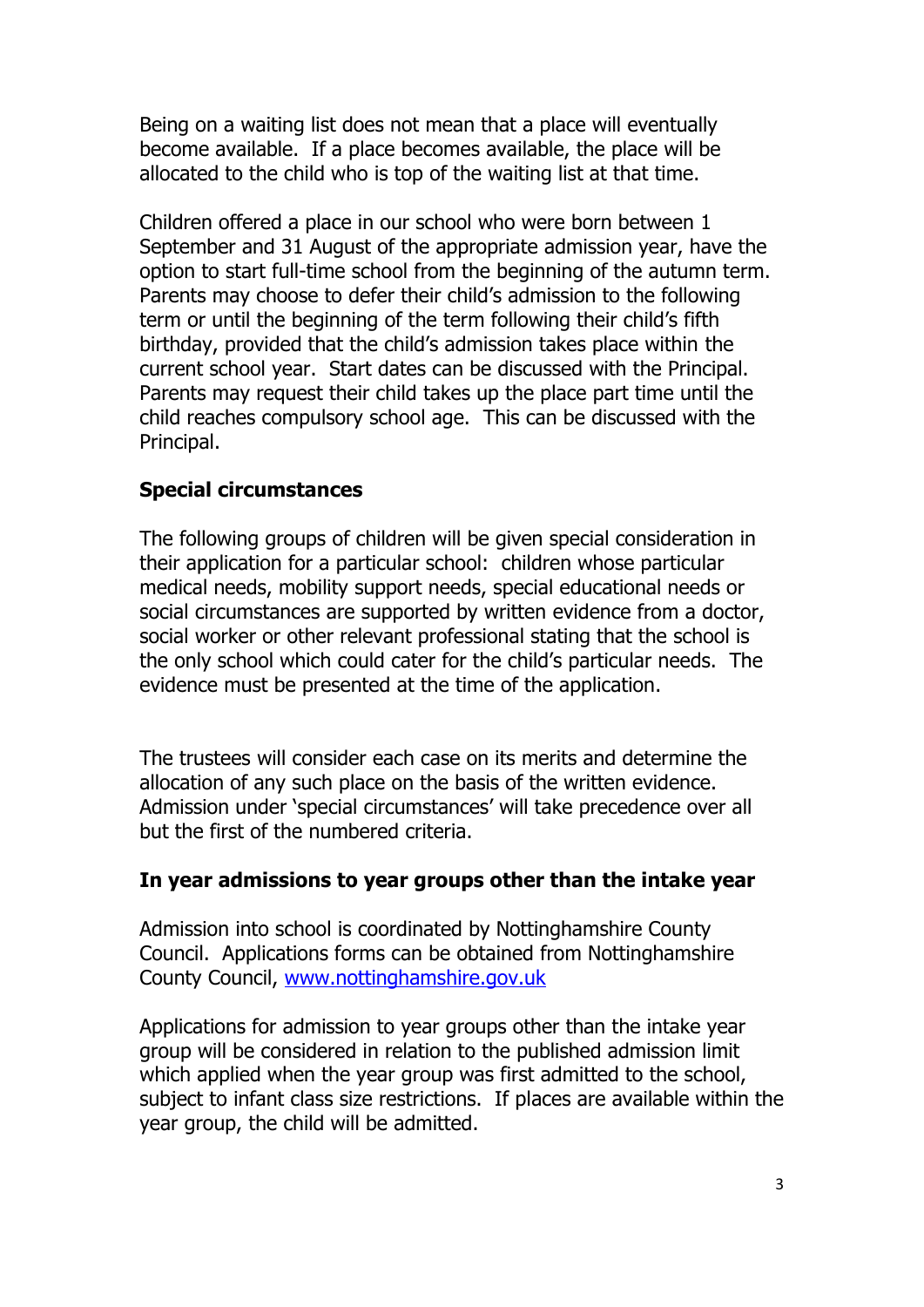Being on a waiting list does not mean that a place will eventually become available. If a place becomes available, the place will be allocated to the child who is top of the waiting list at that time.

Children offered a place in our school who were born between 1 September and 31 August of the appropriate admission year, have the option to start full-time school from the beginning of the autumn term. Parents may choose to defer their child's admission to the following term or until the beginning of the term following their child's fifth birthday, provided that the child's admission takes place within the current school year. Start dates can be discussed with the Principal. Parents may request their child takes up the place part time until the child reaches compulsory school age. This can be discussed with the Principal.

## Special circumstances

The following groups of children will be given special consideration in their application for a particular school: children whose particular medical needs, mobility support needs, special educational needs or social circumstances are supported by written evidence from a doctor, social worker or other relevant professional stating that the school is the only school which could cater for the child's particular needs. The evidence must be presented at the time of the application.

The trustees will consider each case on its merits and determine the allocation of any such place on the basis of the written evidence. Admission under 'special circumstances' will take precedence over all but the first of the numbered criteria.

## In year admissions to year groups other than the intake year

Admission into school is coordinated by Nottinghamshire County Council. Applications forms can be obtained from Nottinghamshire County Council, [www.nottinghamshire.gov.uk](http://www.nottinghamshire.gov.uk)

Applications for admission to year groups other than the intake year group will be considered in relation to the published admission limit which applied when the year group was first admitted to the school, subject to infant class size restrictions. If places are available within the year group, the child will be admitted.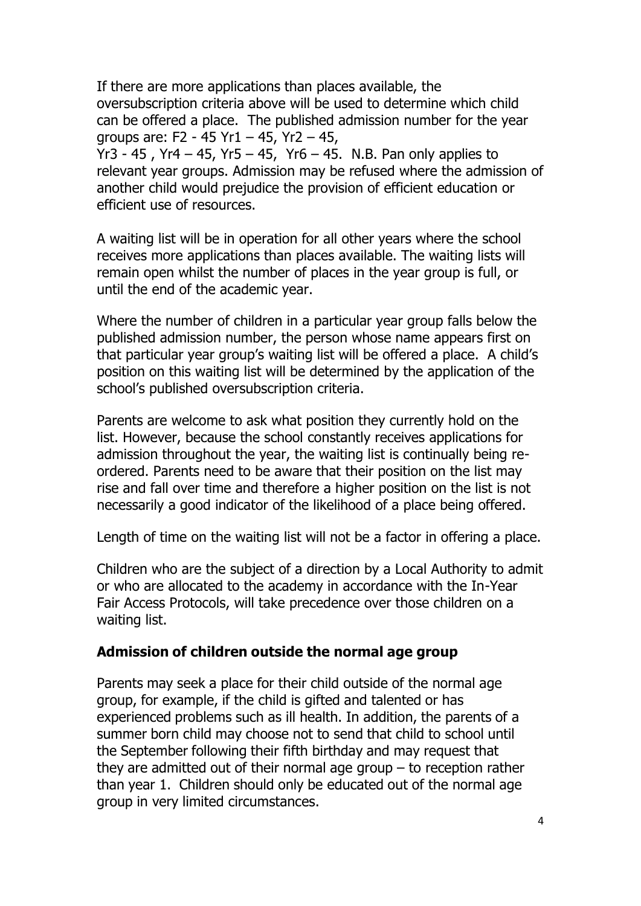If there are more applications than places available, the oversubscription criteria above will be used to determine which child can be offered a place. The published admission number for the year groups are: F2 - 45 Yr1 – 45, Yr2 – 45, Yr3 - 45 , Yr4 – 45, Yr5 – 45, Yr6 – 45. N.B. Pan only applies to relevant year groups. Admission may be refused where the admission of another child would prejudice the provision of efficient education or efficient use of resources.

A waiting list will be in operation for all other years where the school receives more applications than places available. The waiting lists will remain open whilst the number of places in the year group is full, or until the end of the academic year.

Where the number of children in a particular year group falls below the published admission number, the person whose name appears first on that particular year group's waiting list will be offered a place. A child's position on this waiting list will be determined by the application of the school's published oversubscription criteria.

Parents are welcome to ask what position they currently hold on the list. However, because the school constantly receives applications for admission throughout the year, the waiting list is continually being re-ordered. Parents need to be aware that their position on the list may rise and fall over time and therefore a higher position on the list is not necessarily a good indicator of the likelihood of a place being offered.

Length of time on the waiting list will not be a factor in offering a place.

Children who are the subject of a direction by a Local Authority to admit or who are allocated to the academy in accordance with the In-Year Fair Access Protocols, will take precedence over those children on a waiting list.

**Admission of children outside the normal age group**

Parents may seek a place for their child outside of the normal age group, for example, if the child is gifted and talented or has experienced problems such as ill health. In addition, the parents of a summer born child may choose not to send that child to school until the September following their fifth birthday and may request that they are admitted out of their normal age group – to reception rather than year 1. Children should only be educated out of the normal age group in very limited circumstances.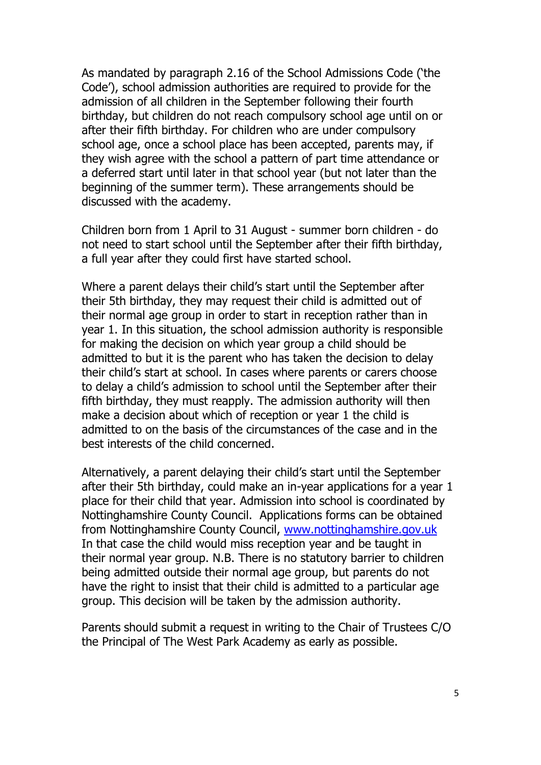As mandated by paragraph 2.16 of the School Admissions Code ('the Code'), school admission authorities are required to provide for the admission of all children in the September following their fourth birthday, but children do not reach compulsory school age until on or after their fifth birthday. For children who are under compulsory school age, once a school place has been accepted, parents may, if they wish agree with the school a pattern of part time attendance or a deferred start until later in that school year (but not later than the beginning of the summer term). These arrangements should be discussed with the academy.

Children born from 1 April to 31 August - summer born children - do not need to start school until the September after their fifth birthday, a full year after they could first have started school.

Where a parent delays their child's start until the September after their 5th birthday, they may request their child is admitted out of their normal age group in order to start in reception rather than in year 1. In this situation, the school admission authority is responsible for making the decision on which year group a child should be admitted to but it is the parent who has taken the decision to delay their child's start at school. In cases where parents or carers choose to delay a child's admission to school until the September after their fifth birthday, they must reapply. The admission authority will then make a decision about which of reception or year 1 the child is admitted to on the basis of the circumstances of the case and in the best interests of the child concerned.

Alternatively, a parent delaying their child's start until the September after their 5th birthday, could make an in-year applications for a year 1 place for their child that year. Admission into school is coordinated by Nottinghamshire County Council. Applications forms can be obtained from Nottinghamshire County Council, [www.nottinghamshire.gov.uk](http://www.nottinghamshire.gov.uk) In that case the child would miss reception year and be taught in their normal year group. N.B. There is no statutory barrier to children being admitted outside their normal age group, but parents do not have the right to insist that their child is admitted to a particular age group. This decision will be taken by the admission authority.

Parents should submit a request in writing to the Chair of Trustees C/O the Principal of The West Park Academy as early as possible.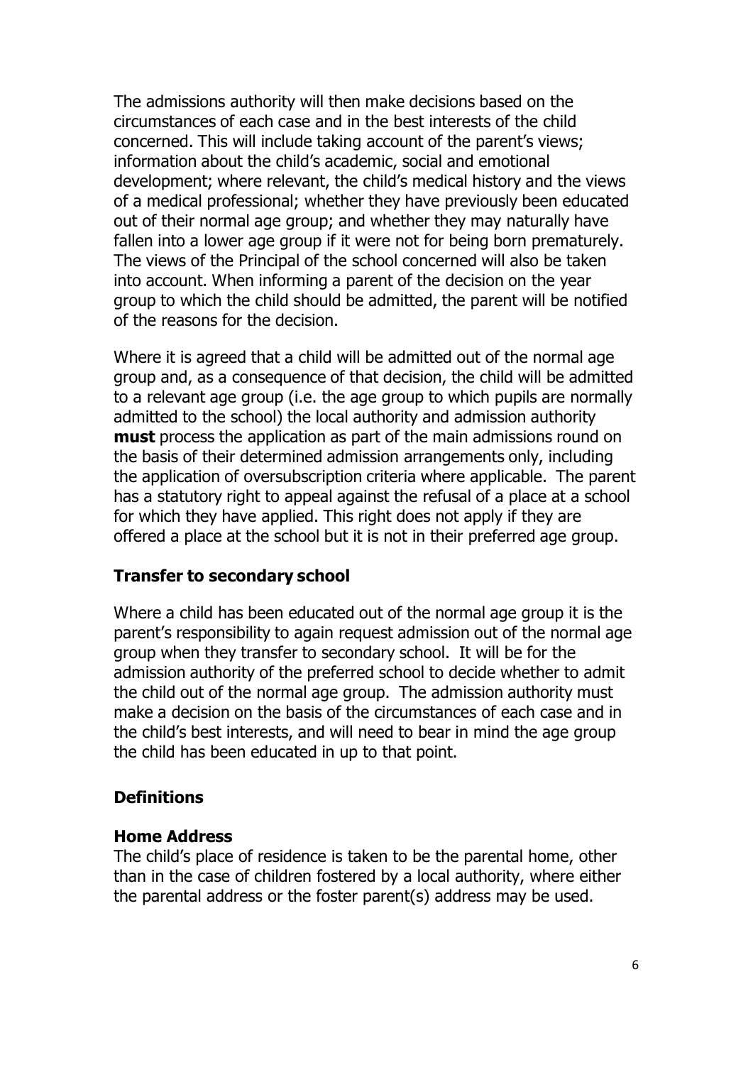The admissions authority will then make decisions based on the circumstances of each case and in the best interests of the child concerned. This will include taking account of the parent's views; information about the child's academic, social and emotional development; where relevant, the child's medical history and the views of a medical professional; whether they have previously been educated out of their normal age group; and whether they may naturally have fallen into a lower age group if it were not for being born prematurely. The views of the Principal of the school concerned will also be taken into account. When informing a parent of the decision on the year group to which the child should be admitted, the parent will be notified of the reasons for the decision.

Where it is agreed that a child will be admitted out of the normal age group and, as a consequence of that decision, the child will be admitted to a relevant age group (i.e. the age group to which pupils are normally admitted to the school) the local authority and admission authority **must** process the application as part of the main admissions round on the basis of their determined admission arrangements only, including the application of oversubscription criteria where applicable. The parent has a statutory right to appeal against the refusal of a place at a school for which they have applied. This right does not apply if they are offered a place at the school but it is not in their preferred age group.

## Transfer to secondary school

Where a child has been educated out of the normal age group it is the parent's responsibility to again request admission out of the normal age group when they transfer to secondary school. It will be for the admission authority of the preferred school to decide whether to admit the child out of the normal age group. The admission authority must make a decision on the basis of the circumstances of each case and in the child's best interests, and will need to bear in mind the age group the child has been educated in up to that point.

## Definitions

### Home Address

The child's place of residence is taken to be the parental home, other than in the case of children fostered by a local authority, where either the parental address or the foster parent(s) address may be used.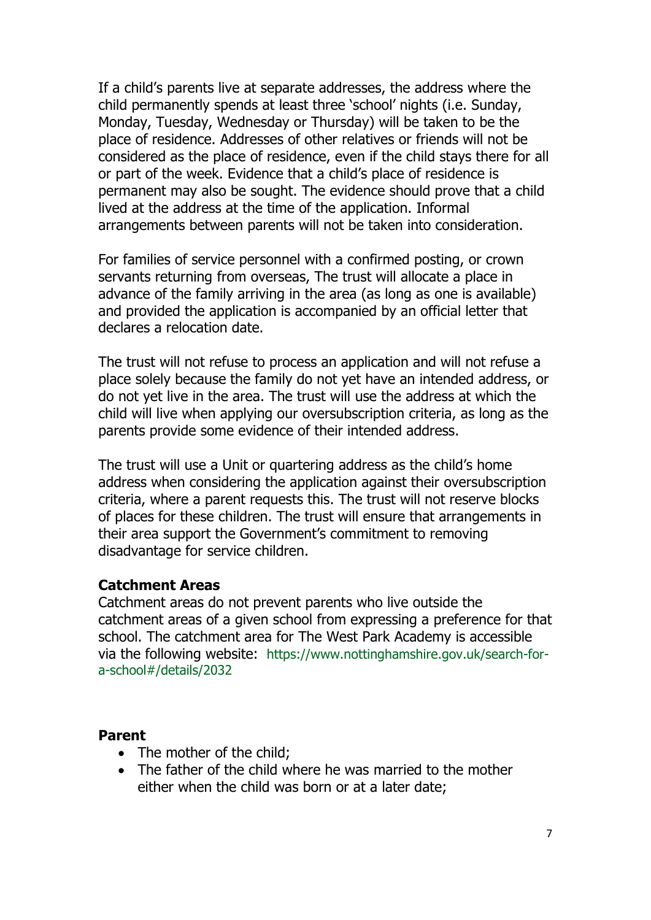If a child's parents live at separate addresses, the address where the child permanently spends at least three 'school' nights (i.e. Sunday, Monday, Tuesday, Wednesday or Thursday) will be taken to be the place of residence. Addresses of other relatives or friends will not be considered as the place of residence, even if the child stays there for all or part of the week. Evidence that a child's place of residence is permanent may also be sought. The evidence should prove that a child lived at the address at the time of the application. Informal arrangements between parents will not be taken into consideration.

For families of service personnel with a confirmed posting, or crown servants returning from overseas, The trust will allocate a place in advance of the family arriving in the area (as long as one is available) and provided the application is accompanied by an official letter that declares a relocation date.

The trust will not refuse to process an application and will not refuse a place solely because the family do not yet have an intended address, or do not yet live in the area. The trust will use the address at which the child will live when applying our oversubscription criteria, as long as the parents provide some evidence of their intended address.

The trust will use a Unit or quartering address as the child's home address when considering the application against their oversubscription criteria, where a parent requests this. The trust will not reserve blocks of places for these children. The trust will ensure that arrangements in their area support the Government's commitment to removing disadvantage for service children.

**Catchment Areas**

Catchment areas do not prevent parents who live outside the catchment areas of a given school from expressing a preference for that school. The catchment area for The West Park Academy is accessible via the following website: https://www.nottinghamshire.gov.uk/search-for-a-school#/details/2032

**Parent**

- The mother of the child;
- The father of the child where he was married to the mother either when the child was born or at a later date;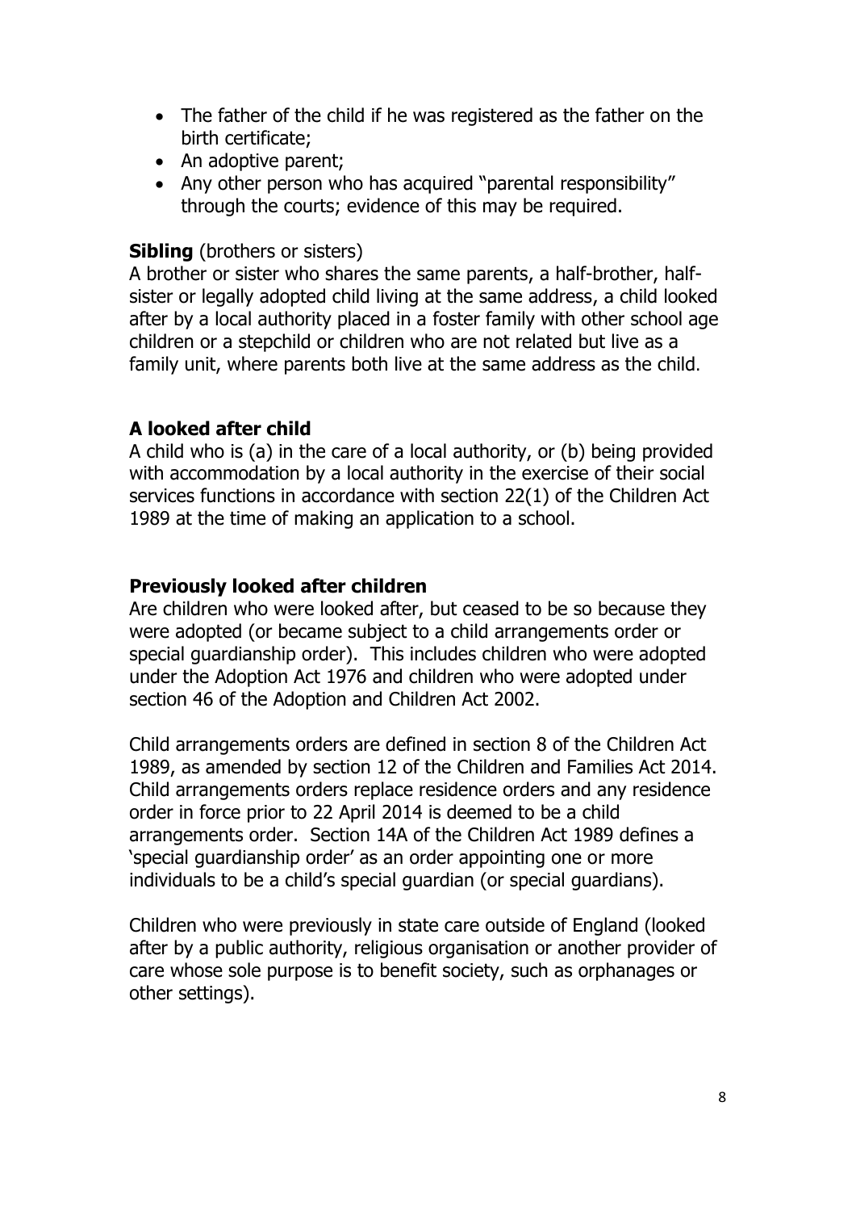- The father of the child if he was registered as the father on the birth certificate;
- An adoptive parent;
- Any other person who has acquired "parental responsibility" through the courts; evidence of this may be required.

**Sibling** (brothers or sisters)
A brother or sister who shares the same parents, a half-brother, half-sister or legally adopted child living at the same address, a child looked after by a local authority placed in a foster family with other school age children or a stepchild or children who are not related but live as a family unit, where parents both live at the same address as the child.

**A looked after child**
A child who is (a) in the care of a local authority, or (b) being provided with accommodation by a local authority in the exercise of their social services functions in accordance with section 22(1) of the Children Act 1989 at the time of making an application to a school.

**Previously looked after children**
Are children who were looked after, but ceased to be so because they were adopted (or became subject to a child arrangements order or special guardianship order). This includes children who were adopted under the Adoption Act 1976 and children who were adopted under section 46 of the Adoption and Children Act 2002.

Child arrangements orders are defined in section 8 of the Children Act 1989, as amended by section 12 of the Children and Families Act 2014. Child arrangements orders replace residence orders and any residence order in force prior to 22 April 2014 is deemed to be a child arrangements order. Section 14A of the Children Act 1989 defines a 'special guardianship order' as an order appointing one or more individuals to be a child's special guardian (or special guardians).

Children who were previously in state care outside of England (looked after by a public authority, religious organisation or another provider of care whose sole purpose is to benefit society, such as orphanages or other settings).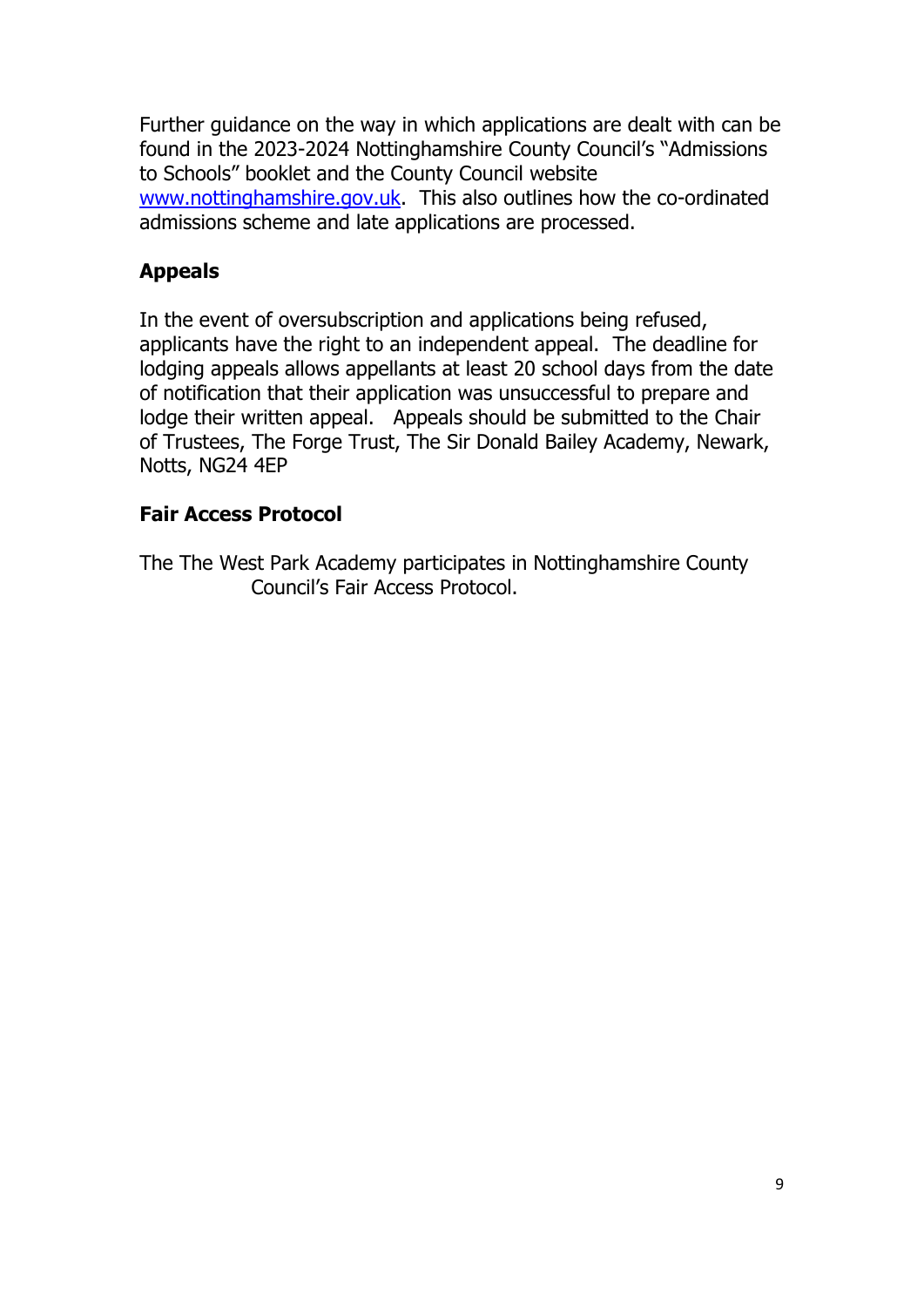Further guidance on the way in which applications are dealt with can be found in the 2023-2024 Nottinghamshire County Council's "Admissions to Schools" booklet and the County Council website [www.nottinghamshire.gov.uk](http://www.nottinghamshire.gov.uk). This also outlines how the co-ordinated admissions scheme and late applications are processed.

## Appeals

In the event of oversubscription and applications being refused, applicants have the right to an independent appeal. The deadline for lodging appeals allows appellants at least 20 school days from the date of notification that their application was unsuccessful to prepare and lodge their written appeal. Appeals should be submitted to the Chair of Trustees, The Forge Trust, The Sir Donald Bailey Academy, Newark, Notts, NG24 4EP

## Fair Access Protocol

The The West Park Academy participates in Nottinghamshire County Council's Fair Access Protocol.